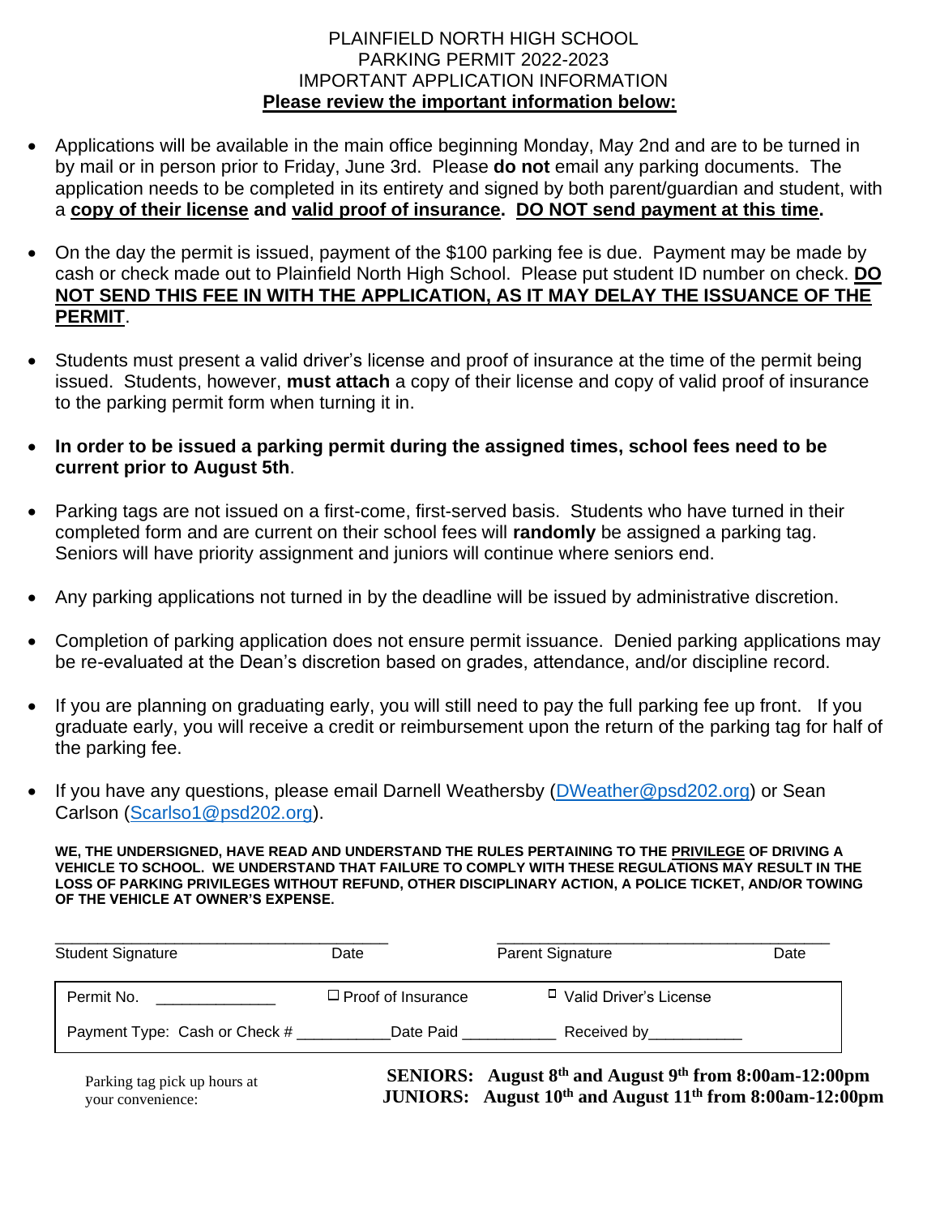# PLAINFIELD NORTH HIGH SCHOOL
## PARKING PERMIT 2022-2023
## IMPORTANT APPLICATION INFORMATION

**Please review the important information below:**

- Applications will be available in the main office beginning Monday, May 2nd and are to be turned in by mail or in person prior to Friday, June 3rd. Please **do not** email any parking documents. The application needs to be completed in its entirety and signed by both parent/guardian and student, with a **copy of their license** and **valid proof of insurance**. **DO NOT send payment at this time.**

- On the day the permit is issued, payment of the $100 parking fee is due. Payment may be made by cash or check made out to Plainfield North High School. Please put student ID number on check. **DO NOT SEND THIS FEE IN WITH THE APPLICATION, AS IT MAY DELAY THE ISSUANCE OF THE PERMIT**.

- Students must present a valid driver's license and proof of insurance at the time of the permit being issued. Students, however, **must attach** a copy of their license and copy of valid proof of insurance to the parking permit form when turning it in.

- **In order to be issued a parking permit during the assigned times, school fees need to be current prior to August 5th**.

- Parking tags are not issued on a first-come, first-served basis. Students who have turned in their completed form and are current on their school fees will **randomly** be assigned a parking tag. Seniors will have priority assignment and juniors will continue where seniors end.

- Any parking applications not turned in by the deadline will be issued by administrative discretion.

- Completion of parking application does not ensure permit issuance. Denied parking applications may be re-evaluated at the Dean's discretion based on grades, attendance, and/or discipline record.

- If you are planning on graduating early, you will still need to pay the full parking fee up front. If you graduate early, you will receive a credit or reimbursement upon the return of the parking tag for half of the parking fee.

- If you have any questions, please email Darnell Weathersby (DWeather@psd202.org) or Sean Carlson (Scarlso1@psd202.org).

**WE, THE UNDERSIGNED, HAVE READ AND UNDERSTAND THE RULES PERTAINING TO THE PRIVILEGE OF DRIVING A VEHICLE TO SCHOOL. WE UNDERSTAND THAT FAILURE TO COMPLY WITH THESE REGULATIONS MAY RESULT IN THE LOSS OF PARKING PRIVILEGES WITHOUT REFUND, OTHER DISCIPLINARY ACTION, A POLICE TICKET, AND/OR TOWING OF THE VEHICLE AT OWNER'S EXPENSE.**

_______________________________________ &nbsp;&nbsp;&nbsp;&nbsp; _______________________________________

Student Signature &nbsp;&nbsp;&nbsp;&nbsp; Date &nbsp;&nbsp;&nbsp;&nbsp; Parent Signature &nbsp;&nbsp;&nbsp;&nbsp; Date

| Permit No. ______________ | ☐ Proof of Insurance | ☐ Valid Driver's License |
|---|---|---|
| Payment Type: Cash or Check # ___________ | Date Paid ___________ | Received by___________ |

Parking tag pick up hours at your convenience:

**SENIORS: August 8th and August 9th from 8:00am-12:00pm**
**JUNIORS: August 10th and August 11th from 8:00am-12:00pm**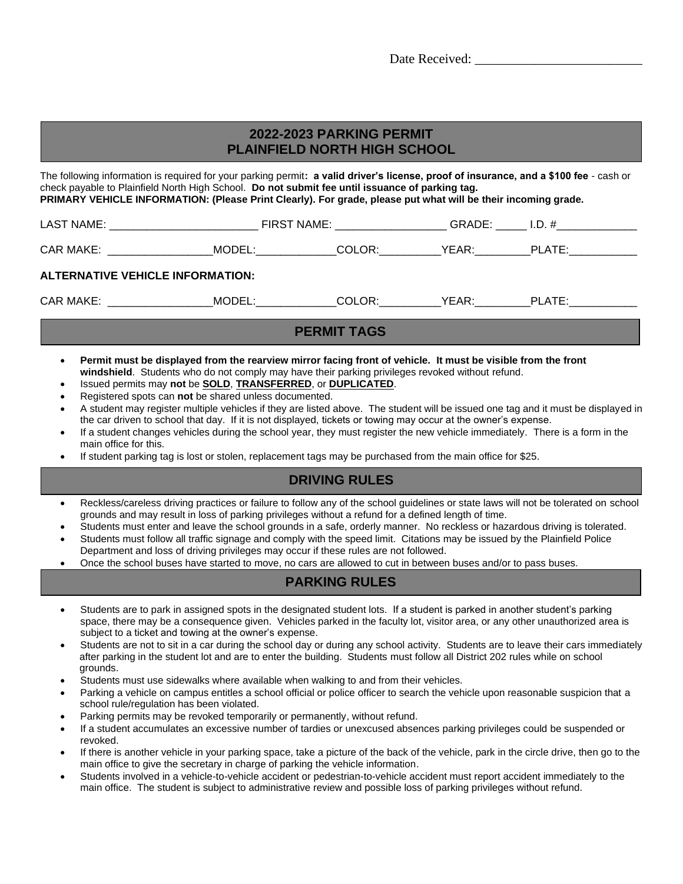Date Received: _________________________

## 2022-2023 PARKING PERMIT
## PLAINFIELD NORTH HIGH SCHOOL

The following information is required for your parking permit**: a valid driver's license, proof of insurance, and a $100 fee** - cash or check payable to Plainfield North High School. **Do not submit fee until issuance of parking tag.**
**PRIMARY VEHICLE INFORMATION: (Please Print Clearly). For grade, please put what will be their incoming grade.**

LAST NAME: _______________________ FIRST NAME: _________________ GRADE: _____ I.D. #_____________

CAR MAKE: ________________MODEL:____________COLOR:_________YEAR:________PLATE:__________

**ALTERNATIVE VEHICLE INFORMATION:**

CAR MAKE: ________________MODEL:____________COLOR:_________YEAR:________PLATE:__________

## PERMIT TAGS

- **Permit must be displayed from the rearview mirror facing front of vehicle. It must be visible from the front windshield**. Students who do not comply may have their parking privileges revoked without refund.
- Issued permits may **not** be **SOLD**, **TRANSFERRED**, or **DUPLICATED**.
- Registered spots can **not** be shared unless documented.
- A student may register multiple vehicles if they are listed above. The student will be issued one tag and it must be displayed in the car driven to school that day. If it is not displayed, tickets or towing may occur at the owner's expense.
- If a student changes vehicles during the school year, they must register the new vehicle immediately. There is a form in the main office for this.
- If student parking tag is lost or stolen, replacement tags may be purchased from the main office for $25.

## DRIVING RULES

- Reckless/careless driving practices or failure to follow any of the school guidelines or state laws will not be tolerated on school grounds and may result in loss of parking privileges without a refund for a defined length of time.
- Students must enter and leave the school grounds in a safe, orderly manner. No reckless or hazardous driving is tolerated.
- Students must follow all traffic signage and comply with the speed limit. Citations may be issued by the Plainfield Police Department and loss of driving privileges may occur if these rules are not followed.
- Once the school buses have started to move, no cars are allowed to cut in between buses and/or to pass buses.

## PARKING RULES

- Students are to park in assigned spots in the designated student lots. If a student is parked in another student's parking space, there may be a consequence given. Vehicles parked in the faculty lot, visitor area, or any other unauthorized area is subject to a ticket and towing at the owner's expense.
- Students are not to sit in a car during the school day or during any school activity. Students are to leave their cars immediately after parking in the student lot and are to enter the building. Students must follow all District 202 rules while on school grounds.
- Students must use sidewalks where available when walking to and from their vehicles.
- Parking a vehicle on campus entitles a school official or police officer to search the vehicle upon reasonable suspicion that a school rule/regulation has been violated.
- Parking permits may be revoked temporarily or permanently, without refund.
- If a student accumulates an excessive number of tardies or unexcused absences parking privileges could be suspended or revoked.
- If there is another vehicle in your parking space, take a picture of the back of the vehicle, park in the circle drive, then go to the main office to give the secretary in charge of parking the vehicle information.
- Students involved in a vehicle-to-vehicle accident or pedestrian-to-vehicle accident must report accident immediately to the main office. The student is subject to administrative review and possible loss of parking privileges without refund.